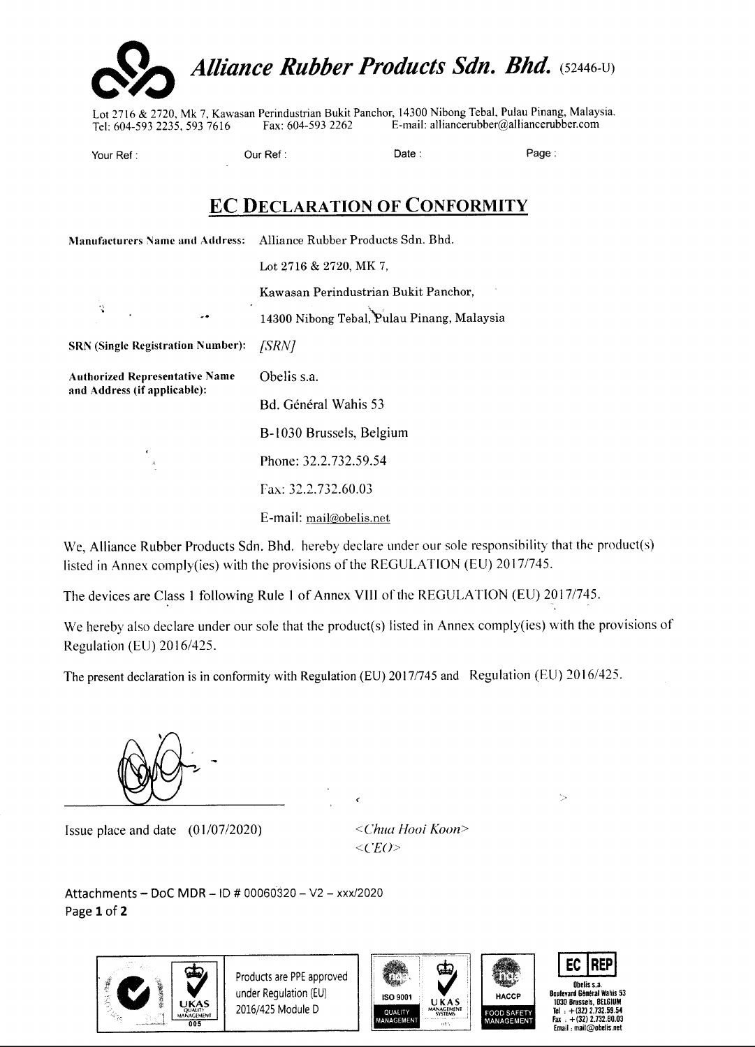# *Alliance Rubber Products Sdn. Bhd.* (52446-U)

Lot 2716 & 2720, Mk 7, Kawasan Perindustrian Bukit Panchor, 14300 Nibong Tebal, Pulau Pinang, Malaysia.
Tel: 604-593 2235, 593 7616 Fax: 604-593 2262 E-mail: alliancerubber@alliancerubber.com

Your Ref : Our Ref : Date : Page :

## EC DECLARATION OF CONFORMITY

| | |
|---|---|
| **Manufacturers Name and Address:** | Alliance Rubber Products Sdn. Bhd.<br>Lot 2716 & 2720, MK 7,<br>Kawasan Perindustrian Bukit Panchor,<br>14300 Nibong Tebal, Pulau Pinang, Malaysia |
| **SRN (Single Registration Number):** | *[SRN]* |
| **Authorized Representative Name and Address (if applicable):** | Obelis s.a.<br>Bd. Général Wahis 53<br>B-1030 Brussels, Belgium<br>Phone: 32.2.732.59.54<br>Fax: 32.2.732.60.03<br>E-mail: mail@obelis.net |

We, Alliance Rubber Products Sdn. Bhd. hereby declare under our sole responsibility that the product(s) listed in Annex comply(ies) with the provisions of the REGULATION (EU) 2017/745.

The devices are Class 1 following Rule 1 of Annex VIII of the REGULATION (EU) 2017/745.

We hereby also declare under our sole that the product(s) listed in Annex comply(ies) with the provisions of Regulation (EU) 2016/425.

The present declaration is in conformity with Regulation (EU) 2017/745 and Regulation (EU) 2016/425.

Issue place and date (01/07/2020)

*<Chua Hooi Koon>*
*<CEO>*

Attachments – DoC MDR – ID # 00060320 – V2 – xxx/2020

Products are PPE approved under Regulation (EU) 2016/425 Module D

UKAS QUALITY MANAGEMENT 005 | ISO 9001 QUALITY MANAGEMENT | UKAS MANAGEMENT SYSTEMS | HACCP FOOD SAFETY MANAGEMENT

EC REP
Obelis s.a.
Boulevard Général Wahis 53
1030 Brussels, BELGIUM
Tel : +(32) 2.732.59.54
Fax : +(32) 2.732.60.03
Email : mail@obelis.net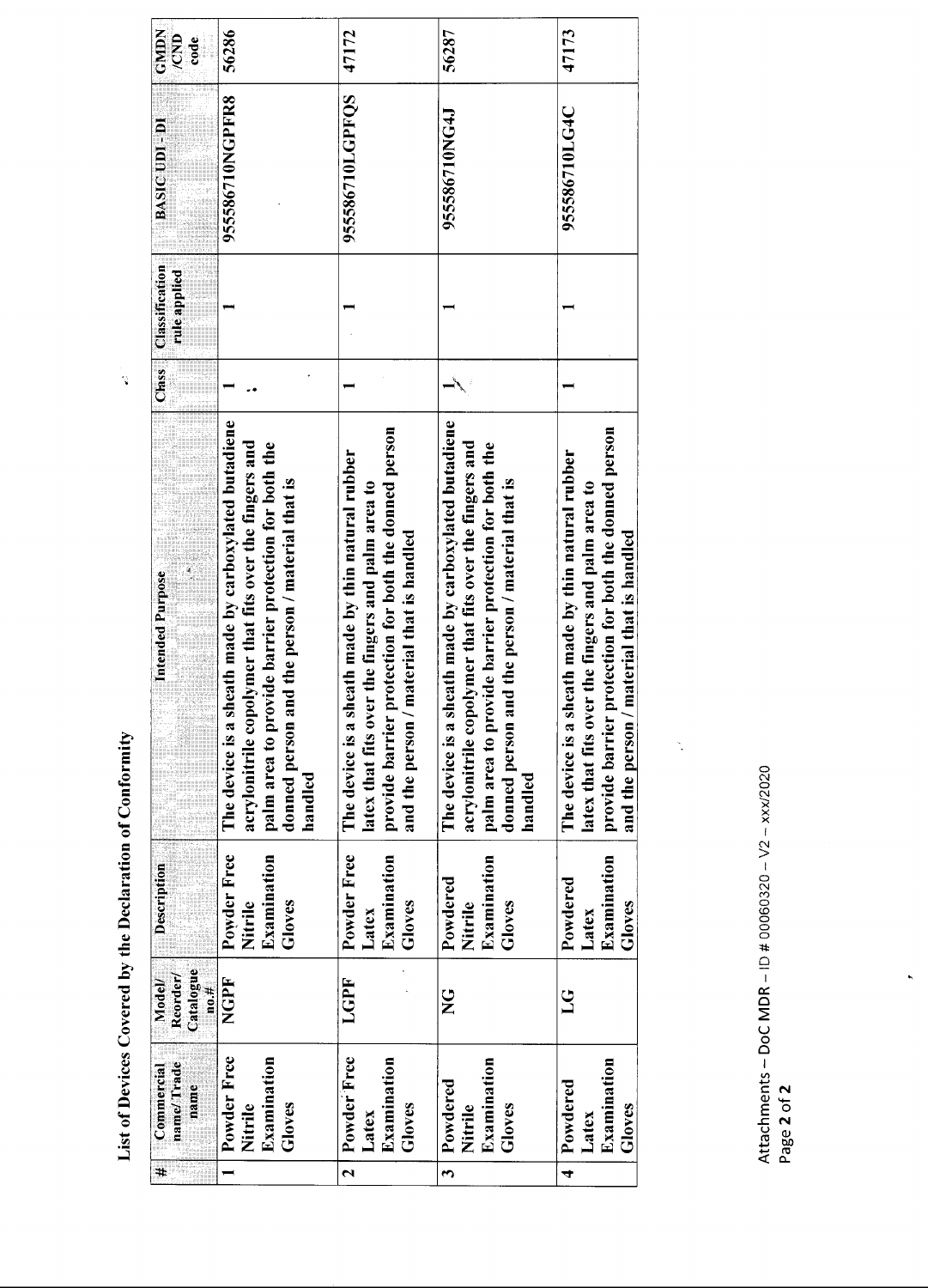## List of Devices Covered by the Declaration of Conformity

| # | Commercial name/Trade name | Model/ Reorder/ Catalogue no.# | Description | Intended Purpose | Class | Classification rule applied | BASIC UDI_DI | GMDN /CND code |
|---|---|---|---|---|---|---|---|---|
| 1 | Powder Free Nitrile Examination Gloves | NGPF | Powder Free Nitrile Examination Gloves | The device is a sheath made by carboxylated butadiene acrylonitrile copolymer that fits over the fingers and palm area to provide barrier protection for both the donned person and the person / material that is handled | 1 | 1 | 955586710NGPFR8 | 56286 |
| 2 | Powder Free Latex Examination Gloves | LGPF | Powder Free Latex Examination Gloves | The device is a sheath made by thin natural rubber latex that fits over the fingers and palm area to provide barrier protection for both the donned person and the person / material that is handled | 1 | 1 | 955586710LGPFQS | 47172 |
| 3 | Powdered Nitrile Examination Gloves | NG | Powdered Nitrile Examination Gloves | The device is a sheath made by carboxylated butadiene acrylonitrile copolymer that fits over the fingers and palm area to provide barrier protection for both the donned person and the person / material that is handled | 1 | 1 | 955586710NG4J | 56287 |
| 4 | Powdered Latex Examination Gloves | LG | Powdered Latex Examination Gloves | The device is a sheath made by thin natural rubber latex that fits over the fingers and palm area to provide barrier protection for both the donned person and the person / material that is handled | 1 | 1 | 955586710LG4C | 47173 |

Attachments – DoC MDR – ID # 00060320 – V2 – xxx/2020